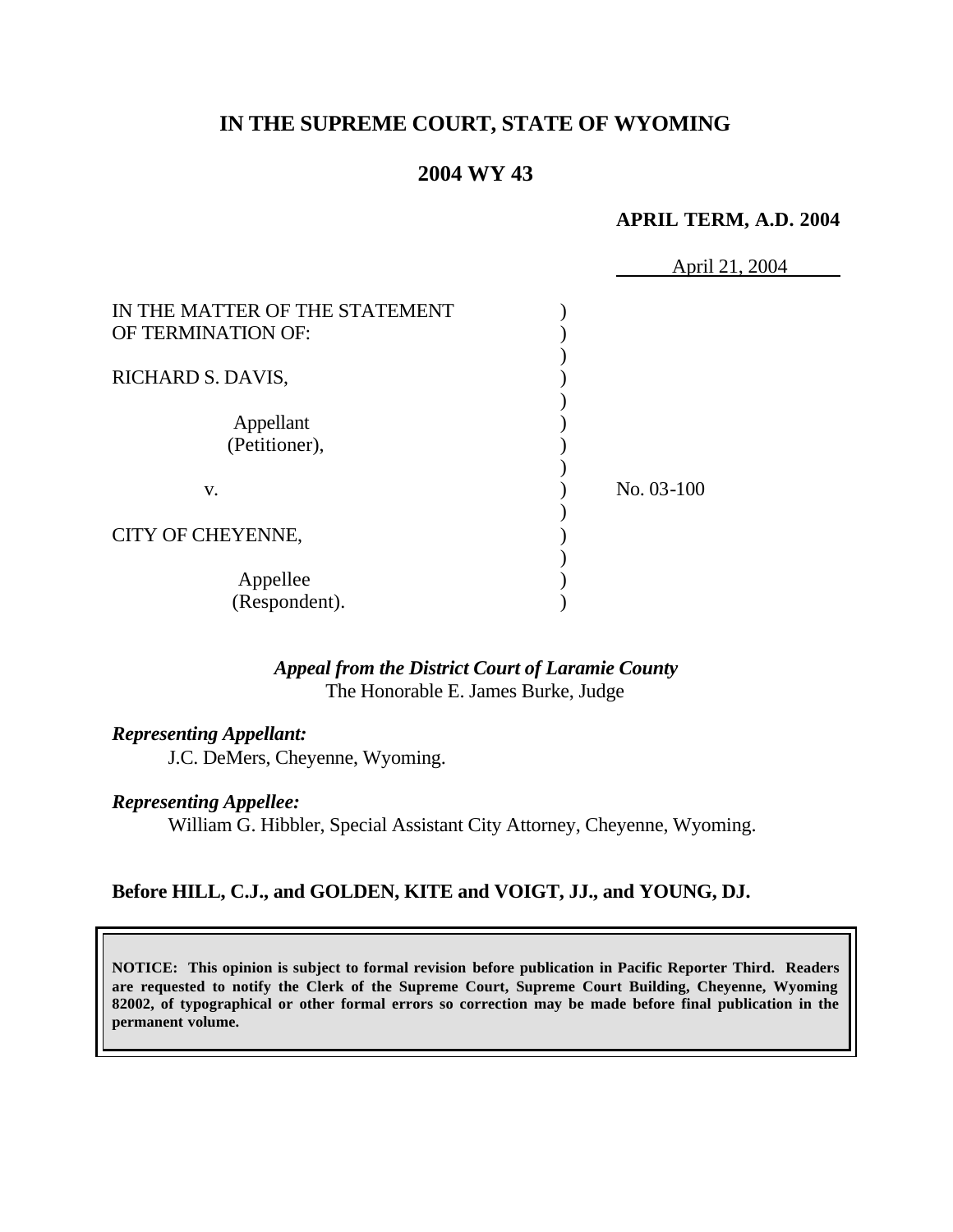# IN THE SUPREME COURT, STATE OF WYOMING

## 2004 WY 43

**APRIL TERM, A.D. 2004**

April 21, 2004

IN THE MATTER OF THE STATEMENT OF TERMINATION OF:

RICHARD S. DAVIS,

Appellant (Petitioner),

v.

CITY OF CHEYENNE,

Appellee (Respondent).

No. 03-100

*Appeal from the District Court of Laramie County*
The Honorable E. James Burke, Judge

***Representing Appellant:***
J.C. DeMers, Cheyenne, Wyoming.

***Representing Appellee:***
William G. Hibbler, Special Assistant City Attorney, Cheyenne, Wyoming.

**Before HILL, C.J., and GOLDEN, KITE and VOIGT, JJ., and YOUNG, DJ.**

**NOTICE: This opinion is subject to formal revision before publication in Pacific Reporter Third. Readers are requested to notify the Clerk of the Supreme Court, Supreme Court Building, Cheyenne, Wyoming 82002, of typographical or other formal errors so correction may be made before final publication in the permanent volume.**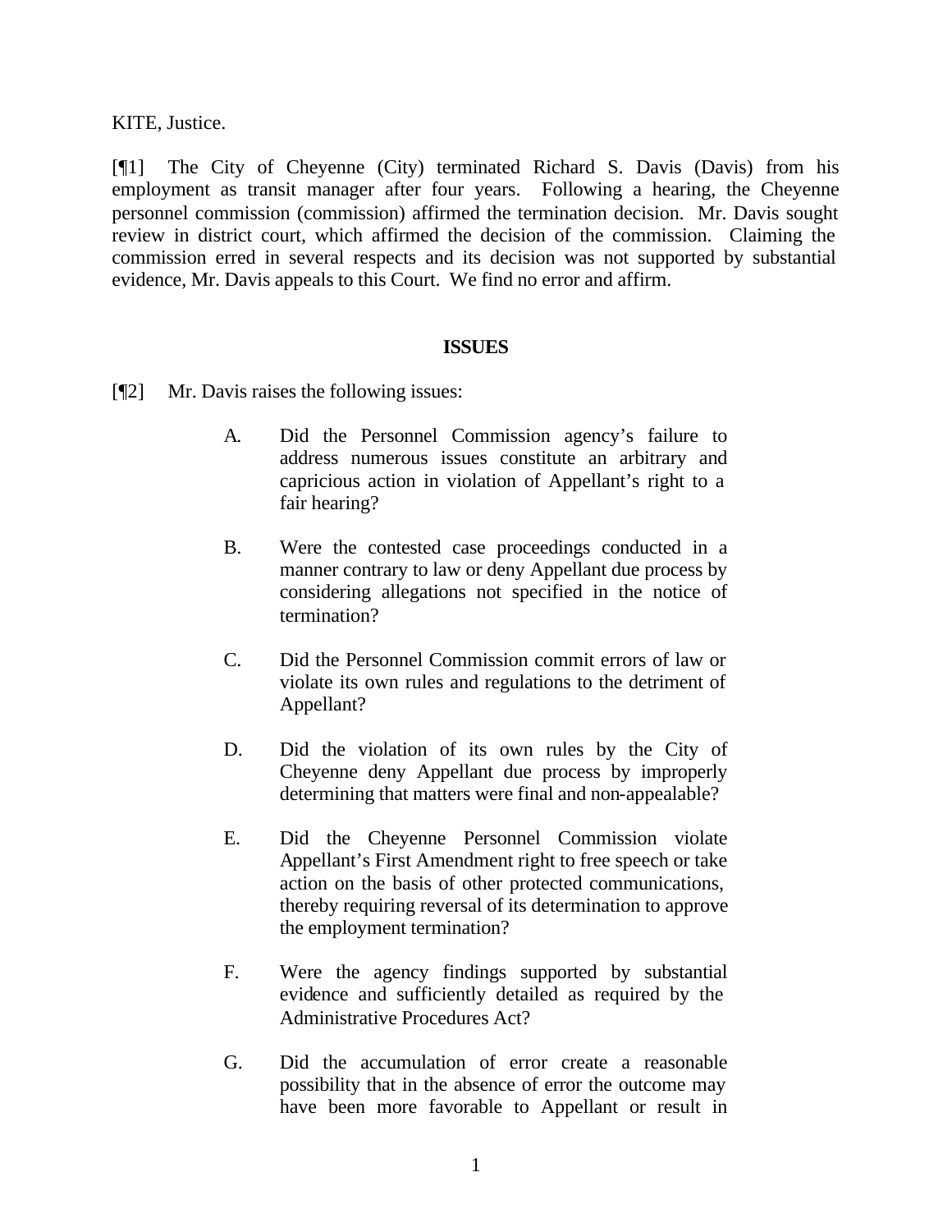KITE, Justice.

[¶1] The City of Cheyenne (City) terminated Richard S. Davis (Davis) from his employment as transit manager after four years. Following a hearing, the Cheyenne personnel commission (commission) affirmed the termination decision. Mr. Davis sought review in district court, which affirmed the decision of the commission. Claiming the commission erred in several respects and its decision was not supported by substantial evidence, Mr. Davis appeals to this Court. We find no error and affirm.

**ISSUES**

[¶2] Mr. Davis raises the following issues:

> A. Did the Personnel Commission agency's failure to address numerous issues constitute an arbitrary and capricious action in violation of Appellant's right to a fair hearing?
>
> B. Were the contested case proceedings conducted in a manner contrary to law or deny Appellant due process by considering allegations not specified in the notice of termination?
>
> C. Did the Personnel Commission commit errors of law or violate its own rules and regulations to the detriment of Appellant?
>
> D. Did the violation of its own rules by the City of Cheyenne deny Appellant due process by improperly determining that matters were final and non-appealable?
>
> E. Did the Cheyenne Personnel Commission violate Appellant's First Amendment right to free speech or take action on the basis of other protected communications, thereby requiring reversal of its determination to approve the employment termination?
>
> F. Were the agency findings supported by substantial evidence and sufficiently detailed as required by the Administrative Procedures Act?
>
> G. Did the accumulation of error create a reasonable possibility that in the absence of error the outcome may have been more favorable to Appellant or result in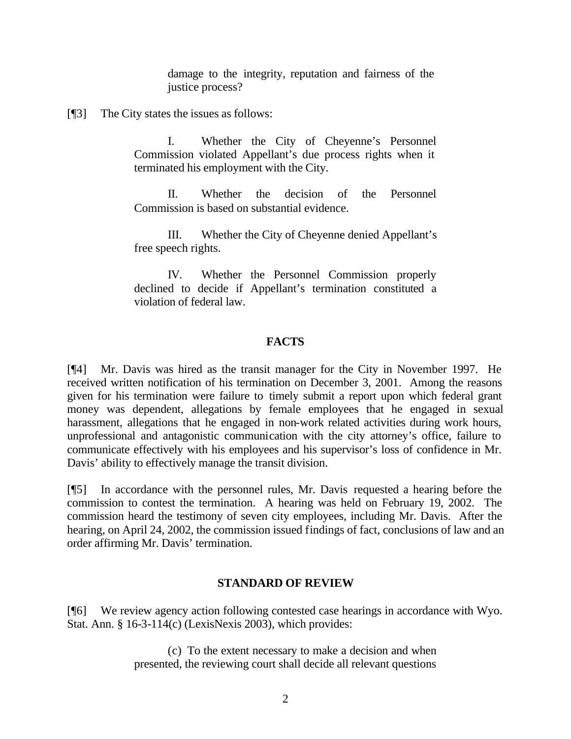damage to the integrity, reputation and fairness of the justice process?

[¶3] The City states the issues as follows:

> I. Whether the City of Cheyenne's Personnel Commission violated Appellant's due process rights when it terminated his employment with the City.
>
> II. Whether the decision of the Personnel Commission is based on substantial evidence.
>
> III. Whether the City of Cheyenne denied Appellant's free speech rights.
>
> IV. Whether the Personnel Commission properly declined to decide if Appellant's termination constituted a violation of federal law.

## FACTS

[¶4] Mr. Davis was hired as the transit manager for the City in November 1997. He received written notification of his termination on December 3, 2001. Among the reasons given for his termination were failure to timely submit a report upon which federal grant money was dependent, allegations by female employees that he engaged in sexual harassment, allegations that he engaged in non-work related activities during work hours, unprofessional and antagonistic communication with the city attorney's office, failure to communicate effectively with his employees and his supervisor's loss of confidence in Mr. Davis' ability to effectively manage the transit division.

[¶5] In accordance with the personnel rules, Mr. Davis requested a hearing before the commission to contest the termination. A hearing was held on February 19, 2002. The commission heard the testimony of seven city employees, including Mr. Davis. After the hearing, on April 24, 2002, the commission issued findings of fact, conclusions of law and an order affirming Mr. Davis' termination.

## STANDARD OF REVIEW

[¶6] We review agency action following contested case hearings in accordance with Wyo. Stat. Ann. § 16-3-114(c) (LexisNexis 2003), which provides:

> (c) To the extent necessary to make a decision and when presented, the reviewing court shall decide all relevant questions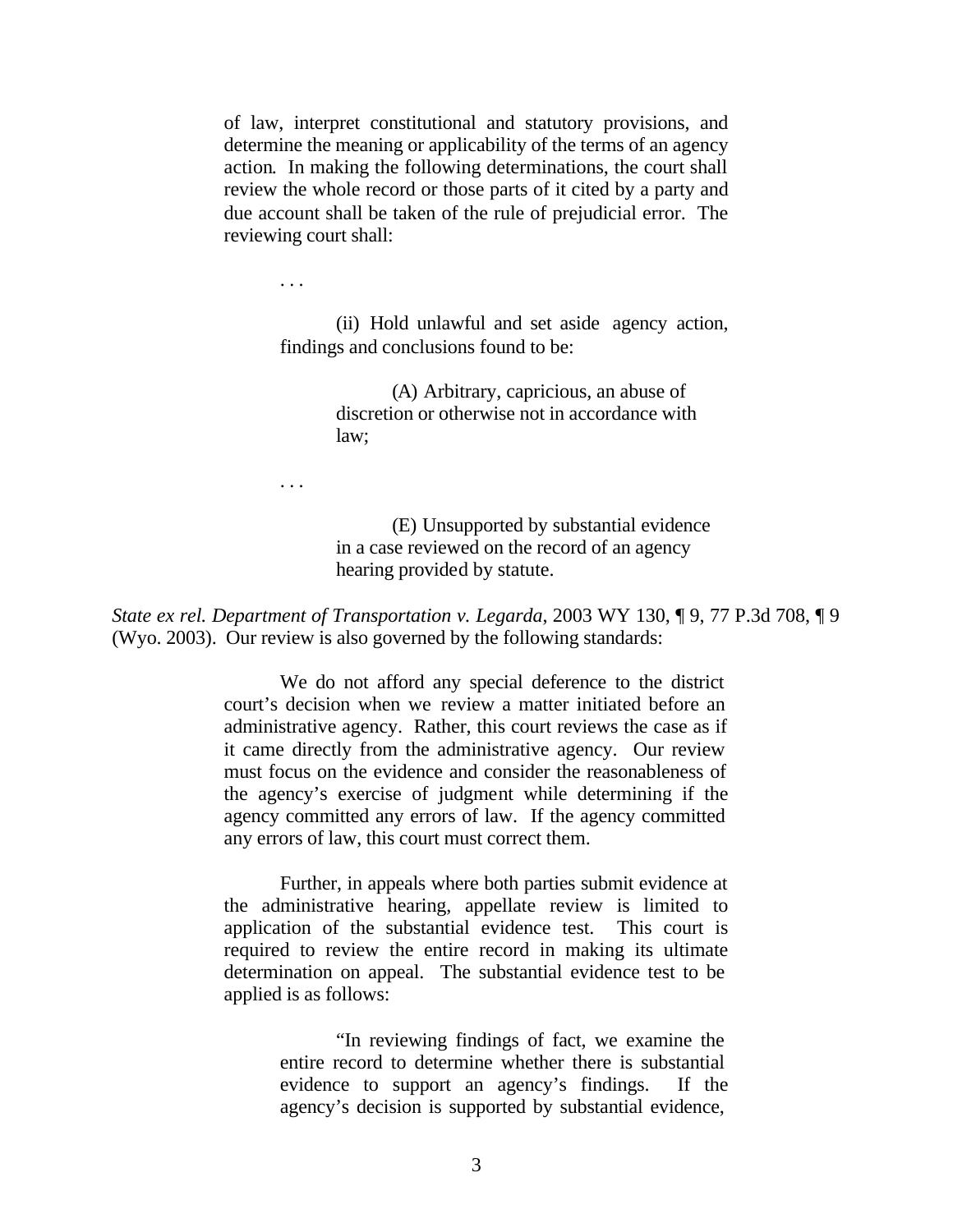> of law, interpret constitutional and statutory provisions, and determine the meaning or applicability of the terms of an agency action. In making the following determinations, the court shall review the whole record or those parts of it cited by a party and due account shall be taken of the rule of prejudicial error. The reviewing court shall:
>
> . . .
>
> > (ii) Hold unlawful and set aside agency action, findings and conclusions found to be:
> >
> > > (A) Arbitrary, capricious, an abuse of discretion or otherwise not in accordance with law;
> >
> > . . .
> >
> > > (E) Unsupported by substantial evidence in a case reviewed on the record of an agency hearing provided by statute.

*State ex rel. Department of Transportation v. Legarda*, 2003 WY 130, ¶ 9, 77 P.3d 708, ¶ 9 (Wyo. 2003). Our review is also governed by the following standards:

> We do not afford any special deference to the district court's decision when we review a matter initiated before an administrative agency. Rather, this court reviews the case as if it came directly from the administrative agency. Our review must focus on the evidence and consider the reasonableness of the agency's exercise of judgment while determining if the agency committed any errors of law. If the agency committed any errors of law, this court must correct them.
>
> Further, in appeals where both parties submit evidence at the administrative hearing, appellate review is limited to application of the substantial evidence test. This court is required to review the entire record in making its ultimate determination on appeal. The substantial evidence test to be applied is as follows:
>
> > "In reviewing findings of fact, we examine the entire record to determine whether there is substantial evidence to support an agency's findings. If the agency's decision is supported by substantial evidence,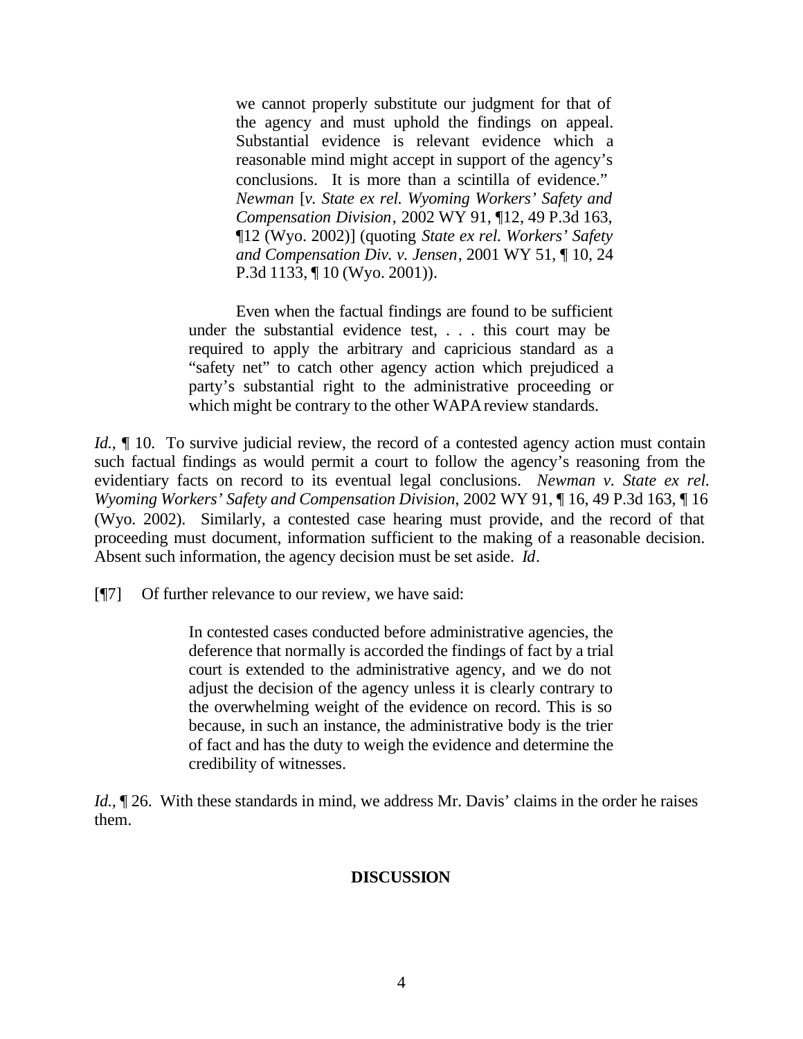> we cannot properly substitute our judgment for that of the agency and must uphold the findings on appeal. Substantial evidence is relevant evidence which a reasonable mind might accept in support of the agency's conclusions. It is more than a scintilla of evidence." *Newman* [*v. State ex rel. Wyoming Workers' Safety and Compensation Division*, 2002 WY 91, ¶12, 49 P.3d 163, ¶12 (Wyo. 2002)] (quoting *State ex rel. Workers' Safety and Compensation Div. v. Jensen*, 2001 WY 51, ¶ 10, 24 P.3d 1133, ¶ 10 (Wyo. 2001)).
>
> Even when the factual findings are found to be sufficient under the substantial evidence test, . . . this court may be required to apply the arbitrary and capricious standard as a "safety net" to catch other agency action which prejudiced a party's substantial right to the administrative proceeding or which might be contrary to the other WAPA review standards.

*Id.*, ¶ 10. To survive judicial review, the record of a contested agency action must contain such factual findings as would permit a court to follow the agency's reasoning from the evidentiary facts on record to its eventual legal conclusions. *Newman v. State ex rel. Wyoming Workers' Safety and Compensation Division*, 2002 WY 91, ¶ 16, 49 P.3d 163, ¶ 16 (Wyo. 2002). Similarly, a contested case hearing must provide, and the record of that proceeding must document, information sufficient to the making of a reasonable decision. Absent such information, the agency decision must be set aside. *Id*.

[¶7] Of further relevance to our review, we have said:

> In contested cases conducted before administrative agencies, the deference that normally is accorded the findings of fact by a trial court is extended to the administrative agency, and we do not adjust the decision of the agency unless it is clearly contrary to the overwhelming weight of the evidence on record. This is so because, in such an instance, the administrative body is the trier of fact and has the duty to weigh the evidence and determine the credibility of witnesses.

*Id.*, ¶ 26. With these standards in mind, we address Mr. Davis' claims in the order he raises them.

**DISCUSSION**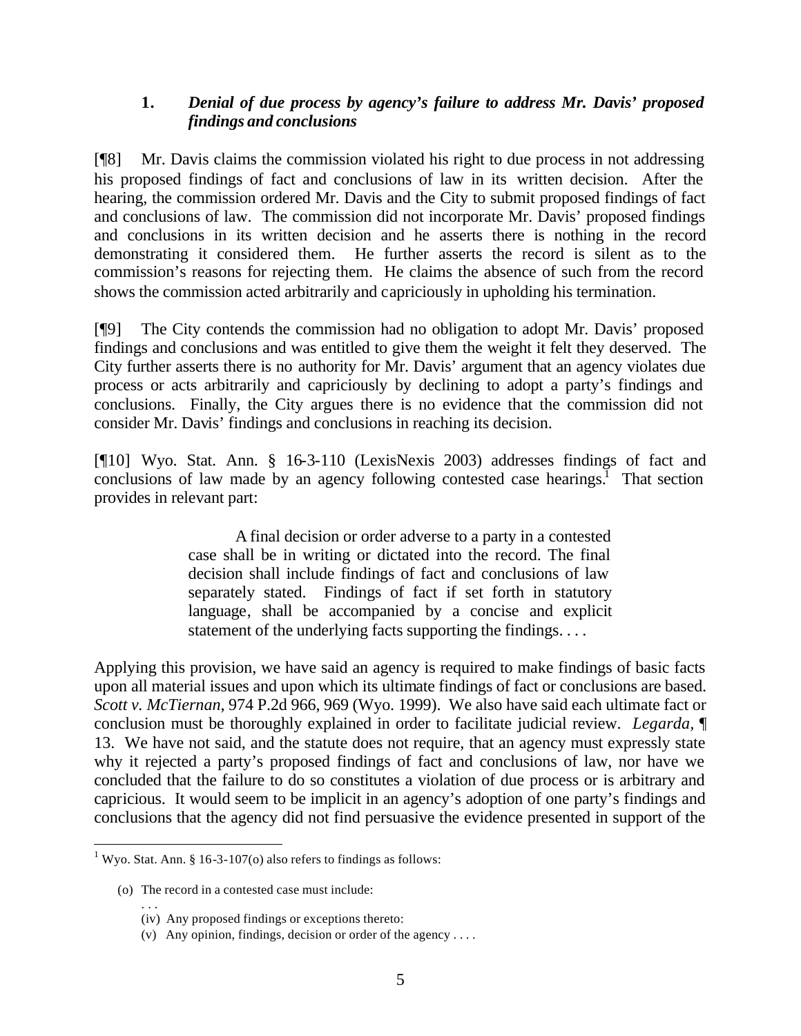### 1. *Denial of due process by agency's failure to address Mr. Davis' proposed findings and conclusions*

[¶8] Mr. Davis claims the commission violated his right to due process in not addressing his proposed findings of fact and conclusions of law in its written decision. After the hearing, the commission ordered Mr. Davis and the City to submit proposed findings of fact and conclusions of law. The commission did not incorporate Mr. Davis' proposed findings and conclusions in its written decision and he asserts there is nothing in the record demonstrating it considered them. He further asserts the record is silent as to the commission's reasons for rejecting them. He claims the absence of such from the record shows the commission acted arbitrarily and capriciously in upholding his termination.

[¶9] The City contends the commission had no obligation to adopt Mr. Davis' proposed findings and conclusions and was entitled to give them the weight it felt they deserved. The City further asserts there is no authority for Mr. Davis' argument that an agency violates due process or acts arbitrarily and capriciously by declining to adopt a party's findings and conclusions. Finally, the City argues there is no evidence that the commission did not consider Mr. Davis' findings and conclusions in reaching its decision.

[¶10] Wyo. Stat. Ann. § 16-3-110 (LexisNexis 2003) addresses findings of fact and conclusions of law made by an agency following contested case hearings.[1] That section provides in relevant part:

> A final decision or order adverse to a party in a contested case shall be in writing or dictated into the record. The final decision shall include findings of fact and conclusions of law separately stated. Findings of fact if set forth in statutory language, shall be accompanied by a concise and explicit statement of the underlying facts supporting the findings. . . .

Applying this provision, we have said an agency is required to make findings of basic facts upon all material issues and upon which its ultimate findings of fact or conclusions are based. *Scott v. McTiernan*, 974 P.2d 966, 969 (Wyo. 1999). We also have said each ultimate fact or conclusion must be thoroughly explained in order to facilitate judicial review. *Legarda*, ¶ 13. We have not said, and the statute does not require, that an agency must expressly state why it rejected a party's proposed findings of fact and conclusions of law, nor have we concluded that the failure to do so constitutes a violation of due process or is arbitrary and capricious. It would seem to be implicit in an agency's adoption of one party's findings and conclusions that the agency did not find persuasive the evidence presented in support of the

---

[1] Wyo. Stat. Ann. § 16-3-107(o) also refers to findings as follows:

> (o) The record in a contested case must include:
> . . .
> (iv) Any proposed findings or exceptions thereto:
> (v) Any opinion, findings, decision or order of the agency . . . .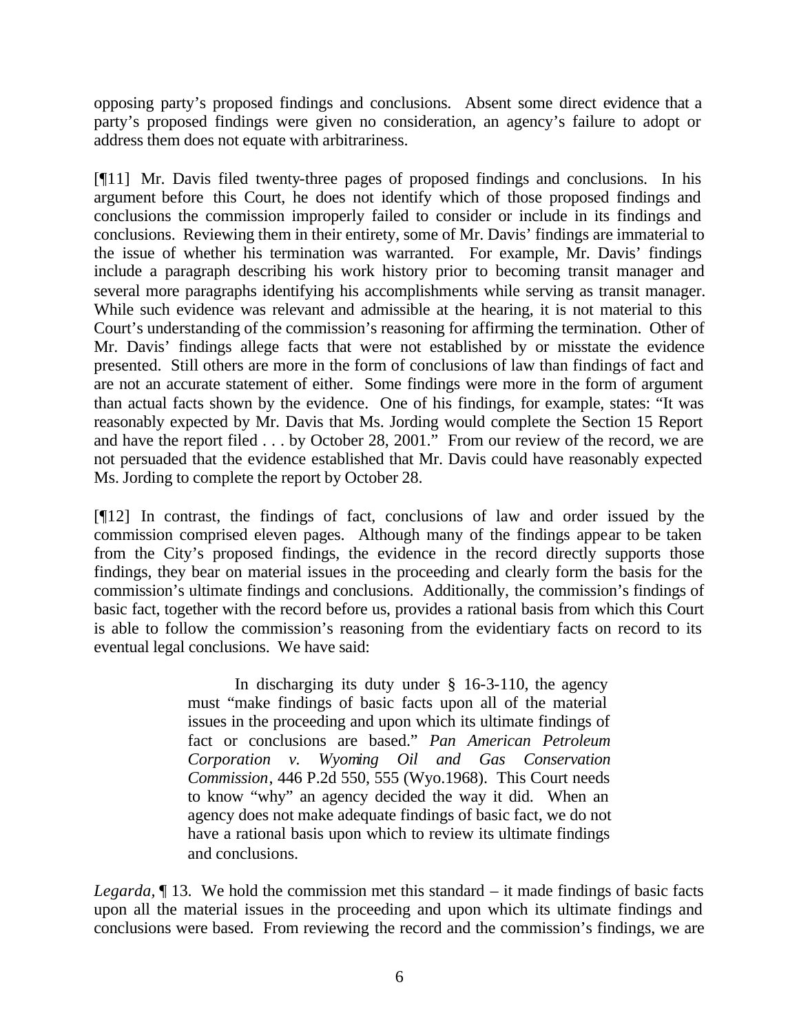opposing party's proposed findings and conclusions. Absent some direct evidence that a party's proposed findings were given no consideration, an agency's failure to adopt or address them does not equate with arbitrariness.

[¶11] Mr. Davis filed twenty-three pages of proposed findings and conclusions. In his argument before this Court, he does not identify which of those proposed findings and conclusions the commission improperly failed to consider or include in its findings and conclusions. Reviewing them in their entirety, some of Mr. Davis' findings are immaterial to the issue of whether his termination was warranted. For example, Mr. Davis' findings include a paragraph describing his work history prior to becoming transit manager and several more paragraphs identifying his accomplishments while serving as transit manager. While such evidence was relevant and admissible at the hearing, it is not material to this Court's understanding of the commission's reasoning for affirming the termination. Other of Mr. Davis' findings allege facts that were not established by or misstate the evidence presented. Still others are more in the form of conclusions of law than findings of fact and are not an accurate statement of either. Some findings were more in the form of argument than actual facts shown by the evidence. One of his findings, for example, states: "It was reasonably expected by Mr. Davis that Ms. Jording would complete the Section 15 Report and have the report filed . . . by October 28, 2001." From our review of the record, we are not persuaded that the evidence established that Mr. Davis could have reasonably expected Ms. Jording to complete the report by October 28.

[¶12] In contrast, the findings of fact, conclusions of law and order issued by the commission comprised eleven pages. Although many of the findings appear to be taken from the City's proposed findings, the evidence in the record directly supports those findings, they bear on material issues in the proceeding and clearly form the basis for the commission's ultimate findings and conclusions. Additionally, the commission's findings of basic fact, together with the record before us, provides a rational basis from which this Court is able to follow the commission's reasoning from the evidentiary facts on record to its eventual legal conclusions. We have said:

> In discharging its duty under § 16-3-110, the agency must "make findings of basic facts upon all of the material issues in the proceeding and upon which its ultimate findings of fact or conclusions are based." *Pan American Petroleum Corporation v. Wyoming Oil and Gas Conservation Commission*, 446 P.2d 550, 555 (Wyo.1968). This Court needs to know "why" an agency decided the way it did. When an agency does not make adequate findings of basic fact, we do not have a rational basis upon which to review its ultimate findings and conclusions.

*Legarda*, ¶ 13. We hold the commission met this standard – it made findings of basic facts upon all the material issues in the proceeding and upon which its ultimate findings and conclusions were based. From reviewing the record and the commission's findings, we are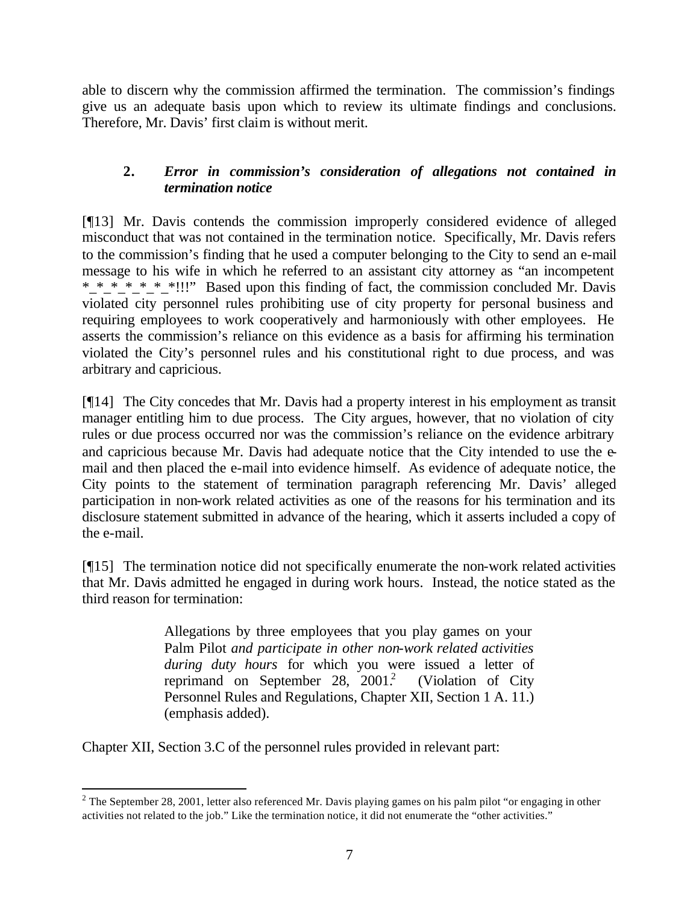able to discern why the commission affirmed the termination. The commission's findings give us an adequate basis upon which to review its ultimate findings and conclusions. Therefore, Mr. Davis' first claim is without merit.

**2. *Error in commission's consideration of allegations not contained in termination notice***

[¶13] Mr. Davis contends the commission improperly considered evidence of alleged misconduct that was not contained in the termination notice. Specifically, Mr. Davis refers to the commission's finding that he used a computer belonging to the City to send an e-mail message to his wife in which he referred to an assistant city attorney as "an incompetent *_*_*_*_*_*_*!!!" Based upon this finding of fact, the commission concluded Mr. Davis violated city personnel rules prohibiting use of city property for personal business and requiring employees to work cooperatively and harmoniously with other employees. He asserts the commission's reliance on this evidence as a basis for affirming his termination violated the City's personnel rules and his constitutional right to due process, and was arbitrary and capricious.

[¶14] The City concedes that Mr. Davis had a property interest in his employment as transit manager entitling him to due process. The City argues, however, that no violation of city rules or due process occurred nor was the commission's reliance on the evidence arbitrary and capricious because Mr. Davis had adequate notice that the City intended to use the e-mail and then placed the e-mail into evidence himself. As evidence of adequate notice, the City points to the statement of termination paragraph referencing Mr. Davis' alleged participation in non-work related activities as one of the reasons for his termination and its disclosure statement submitted in advance of the hearing, which it asserts included a copy of the e-mail.

[¶15] The termination notice did not specifically enumerate the non-work related activities that Mr. Davis admitted he engaged in during work hours. Instead, the notice stated as the third reason for termination:

> Allegations by three employees that you play games on your Palm Pilot *and participate in other non-work related activities during duty hours* for which you were issued a letter of reprimand on September 28, 2001.[2] (Violation of City Personnel Rules and Regulations, Chapter XII, Section 1 A. 11.) (emphasis added).

Chapter XII, Section 3.C of the personnel rules provided in relevant part:

[2] The September 28, 2001, letter also referenced Mr. Davis playing games on his palm pilot "or engaging in other activities not related to the job." Like the termination notice, it did not enumerate the "other activities."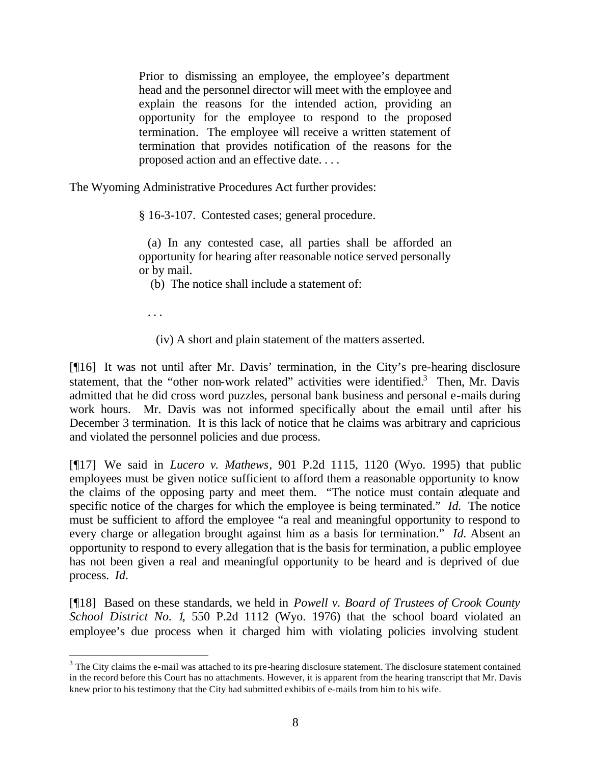> Prior to dismissing an employee, the employee's department head and the personnel director will meet with the employee and explain the reasons for the intended action, providing an opportunity for the employee to respond to the proposed termination. The employee will receive a written statement of termination that provides notification of the reasons for the proposed action and an effective date. . . .

The Wyoming Administrative Procedures Act further provides:

> § 16-3-107. Contested cases; general procedure.
>
> (a) In any contested case, all parties shall be afforded an opportunity for hearing after reasonable notice served personally or by mail.
>
> (b) The notice shall include a statement of:
>
> . . .
>
> (iv) A short and plain statement of the matters asserted.

[¶16] It was not until after Mr. Davis' termination, in the City's pre-hearing disclosure statement, that the "other non-work related" activities were identified.[3] Then, Mr. Davis admitted that he did cross word puzzles, personal bank business and personal e-mails during work hours. Mr. Davis was not informed specifically about the e-mail until after his December 3 termination. It is this lack of notice that he claims was arbitrary and capricious and violated the personnel policies and due process.

[¶17] We said in *Lucero v. Mathews*, 901 P.2d 1115, 1120 (Wyo. 1995) that public employees must be given notice sufficient to afford them a reasonable opportunity to know the claims of the opposing party and meet them. "The notice must contain adequate and specific notice of the charges for which the employee is being terminated." *Id.* The notice must be sufficient to afford the employee "a real and meaningful opportunity to respond to every charge or allegation brought against him as a basis for termination." *Id.* Absent an opportunity to respond to every allegation that is the basis for termination, a public employee has not been given a real and meaningful opportunity to be heard and is deprived of due process. *Id.*

[¶18] Based on these standards, we held in *Powell v. Board of Trustees of Crook County School District No. 1*, 550 P.2d 1112 (Wyo. 1976) that the school board violated an employee's due process when it charged him with violating policies involving student

---

[3] The City claims the e-mail was attached to its pre-hearing disclosure statement. The disclosure statement contained in the record before this Court has no attachments. However, it is apparent from the hearing transcript that Mr. Davis knew prior to his testimony that the City had submitted exhibits of e-mails from him to his wife.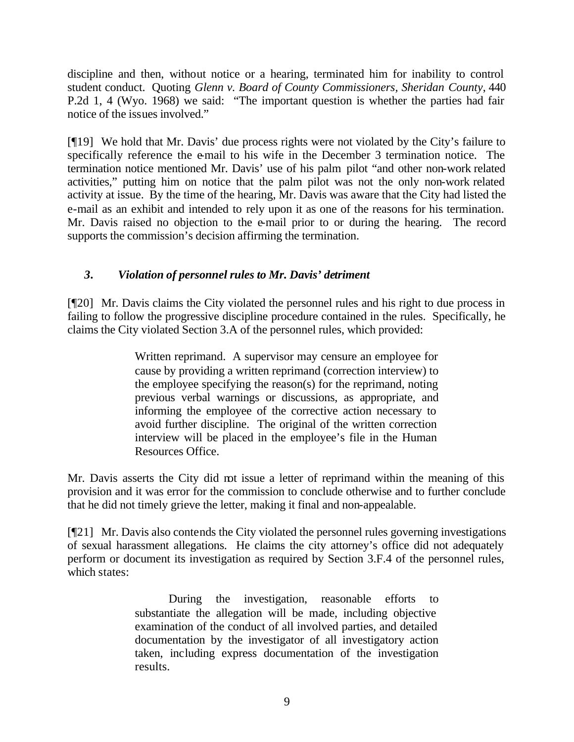discipline and then, without notice or a hearing, terminated him for inability to control student conduct. Quoting *Glenn v. Board of County Commissioners, Sheridan County*, 440 P.2d 1, 4 (Wyo. 1968) we said: "The important question is whether the parties had fair notice of the issues involved."

[¶19] We hold that Mr. Davis' due process rights were not violated by the City's failure to specifically reference the e-mail to his wife in the December 3 termination notice. The termination notice mentioned Mr. Davis' use of his palm pilot "and other non-work related activities," putting him on notice that the palm pilot was not the only non-work related activity at issue. By the time of the hearing, Mr. Davis was aware that the City had listed the e-mail as an exhibit and intended to rely upon it as one of the reasons for his termination. Mr. Davis raised no objection to the e-mail prior to or during the hearing. The record supports the commission's decision affirming the termination.

### *3. Violation of personnel rules to Mr. Davis' detriment*

[¶20] Mr. Davis claims the City violated the personnel rules and his right to due process in failing to follow the progressive discipline procedure contained in the rules. Specifically, he claims the City violated Section 3.A of the personnel rules, which provided:

> Written reprimand. A supervisor may censure an employee for cause by providing a written reprimand (correction interview) to the employee specifying the reason(s) for the reprimand, noting previous verbal warnings or discussions, as appropriate, and informing the employee of the corrective action necessary to avoid further discipline. The original of the written correction interview will be placed in the employee's file in the Human Resources Office.

Mr. Davis asserts the City did not issue a letter of reprimand within the meaning of this provision and it was error for the commission to conclude otherwise and to further conclude that he did not timely grieve the letter, making it final and non-appealable.

[¶21] Mr. Davis also contends the City violated the personnel rules governing investigations of sexual harassment allegations. He claims the city attorney's office did not adequately perform or document its investigation as required by Section 3.F.4 of the personnel rules, which states:

> During the investigation, reasonable efforts to substantiate the allegation will be made, including objective examination of the conduct of all involved parties, and detailed documentation by the investigator of all investigatory action taken, including express documentation of the investigation results.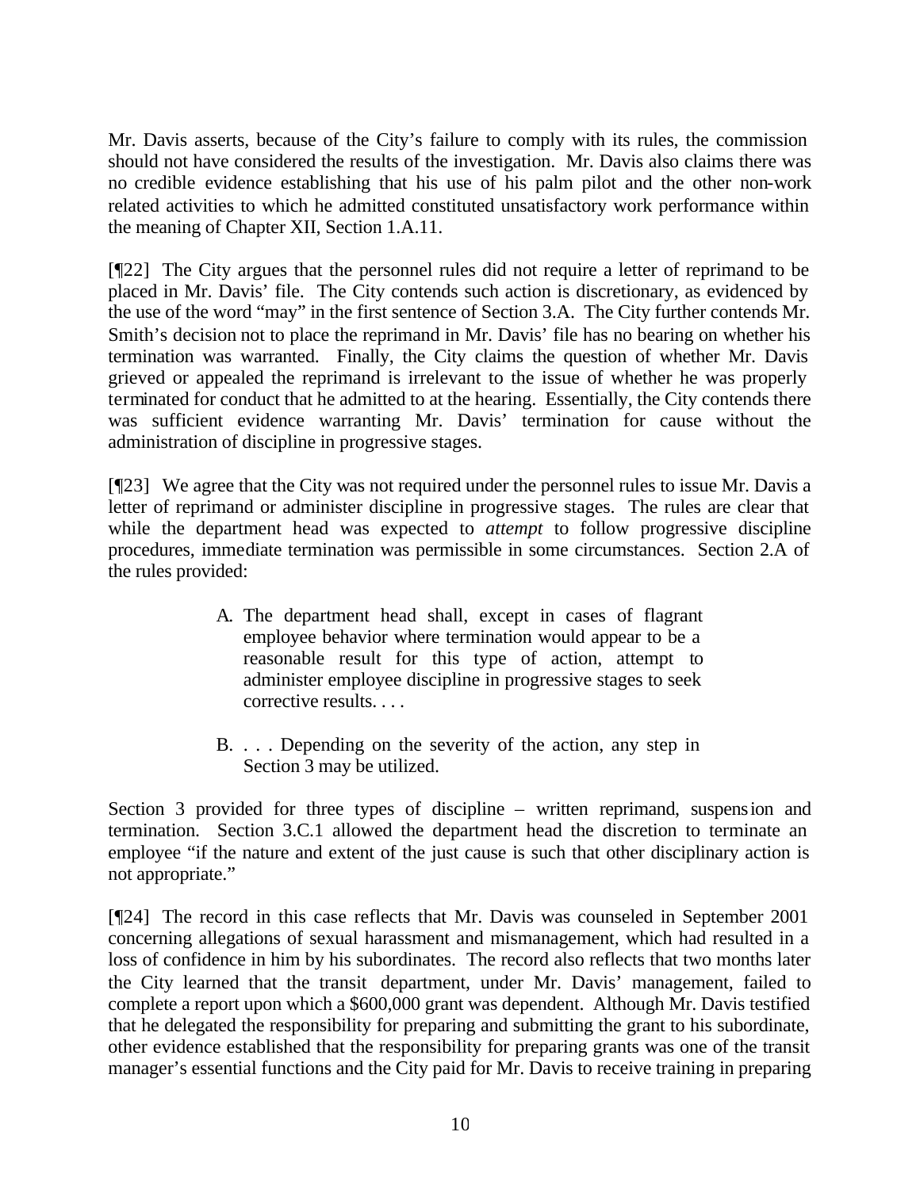Mr. Davis asserts, because of the City's failure to comply with its rules, the commission should not have considered the results of the investigation. Mr. Davis also claims there was no credible evidence establishing that his use of his palm pilot and the other non-work related activities to which he admitted constituted unsatisfactory work performance within the meaning of Chapter XII, Section 1.A.11.

[¶22] The City argues that the personnel rules did not require a letter of reprimand to be placed in Mr. Davis' file. The City contends such action is discretionary, as evidenced by the use of the word "may" in the first sentence of Section 3.A. The City further contends Mr. Smith's decision not to place the reprimand in Mr. Davis' file has no bearing on whether his termination was warranted. Finally, the City claims the question of whether Mr. Davis grieved or appealed the reprimand is irrelevant to the issue of whether he was properly terminated for conduct that he admitted to at the hearing. Essentially, the City contends there was sufficient evidence warranting Mr. Davis' termination for cause without the administration of discipline in progressive stages.

[¶23] We agree that the City was not required under the personnel rules to issue Mr. Davis a letter of reprimand or administer discipline in progressive stages. The rules are clear that while the department head was expected to *attempt* to follow progressive discipline procedures, immediate termination was permissible in some circumstances. Section 2.A of the rules provided:

> A. The department head shall, except in cases of flagrant employee behavior where termination would appear to be a reasonable result for this type of action, attempt to administer employee discipline in progressive stages to seek corrective results. . . .
>
> B. . . . Depending on the severity of the action, any step in Section 3 may be utilized.

Section 3 provided for three types of discipline – written reprimand, suspension and termination. Section 3.C.1 allowed the department head the discretion to terminate an employee "if the nature and extent of the just cause is such that other disciplinary action is not appropriate."

[¶24] The record in this case reflects that Mr. Davis was counseled in September 2001 concerning allegations of sexual harassment and mismanagement, which had resulted in a loss of confidence in him by his subordinates. The record also reflects that two months later the City learned that the transit department, under Mr. Davis' management, failed to complete a report upon which a $600,000 grant was dependent. Although Mr. Davis testified that he delegated the responsibility for preparing and submitting the grant to his subordinate, other evidence established that the responsibility for preparing grants was one of the transit manager's essential functions and the City paid for Mr. Davis to receive training in preparing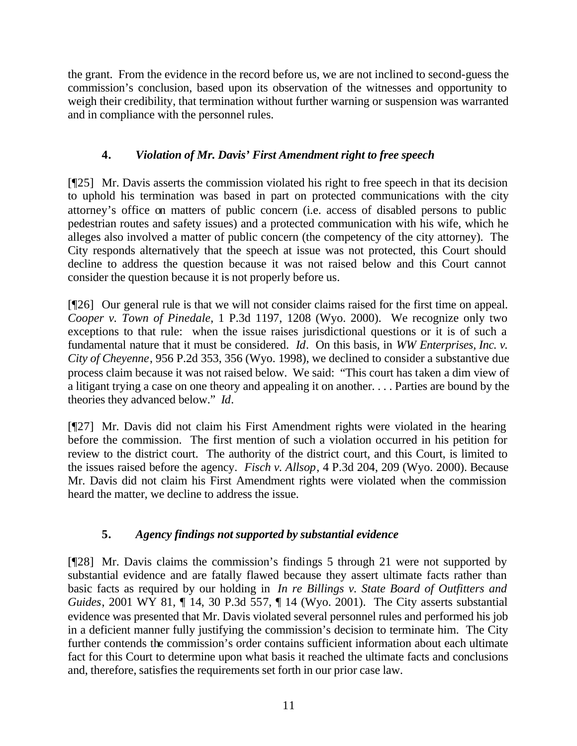the grant. From the evidence in the record before us, we are not inclined to second-guess the commission's conclusion, based upon its observation of the witnesses and opportunity to weigh their credibility, that termination without further warning or suspension was warranted and in compliance with the personnel rules.

### 4. *Violation of Mr. Davis' First Amendment right to free speech*

[¶25] Mr. Davis asserts the commission violated his right to free speech in that its decision to uphold his termination was based in part on protected communications with the city attorney's office on matters of public concern (i.e. access of disabled persons to public pedestrian routes and safety issues) and a protected communication with his wife, which he alleges also involved a matter of public concern (the competency of the city attorney). The City responds alternatively that the speech at issue was not protected, this Court should decline to address the question because it was not raised below and this Court cannot consider the question because it is not properly before us.

[¶26] Our general rule is that we will not consider claims raised for the first time on appeal. *Cooper v. Town of Pinedale*, 1 P.3d 1197, 1208 (Wyo. 2000). We recognize only two exceptions to that rule: when the issue raises jurisdictional questions or it is of such a fundamental nature that it must be considered. *Id*. On this basis, in *WW Enterprises, Inc. v. City of Cheyenne*, 956 P.2d 353, 356 (Wyo. 1998), we declined to consider a substantive due process claim because it was not raised below. We said: "This court has taken a dim view of a litigant trying a case on one theory and appealing it on another. . . . Parties are bound by the theories they advanced below." *Id*.

[¶27] Mr. Davis did not claim his First Amendment rights were violated in the hearing before the commission. The first mention of such a violation occurred in his petition for review to the district court. The authority of the district court, and this Court, is limited to the issues raised before the agency. *Fisch v. Allsop*, 4 P.3d 204, 209 (Wyo. 2000). Because Mr. Davis did not claim his First Amendment rights were violated when the commission heard the matter, we decline to address the issue.

### 5. *Agency findings not supported by substantial evidence*

[¶28] Mr. Davis claims the commission's findings 5 through 21 were not supported by substantial evidence and are fatally flawed because they assert ultimate facts rather than basic facts as required by our holding in *In re Billings v. State Board of Outfitters and Guides*, 2001 WY 81, ¶ 14, 30 P.3d 557, ¶ 14 (Wyo. 2001). The City asserts substantial evidence was presented that Mr. Davis violated several personnel rules and performed his job in a deficient manner fully justifying the commission's decision to terminate him. The City further contends the commission's order contains sufficient information about each ultimate fact for this Court to determine upon what basis it reached the ultimate facts and conclusions and, therefore, satisfies the requirements set forth in our prior case law.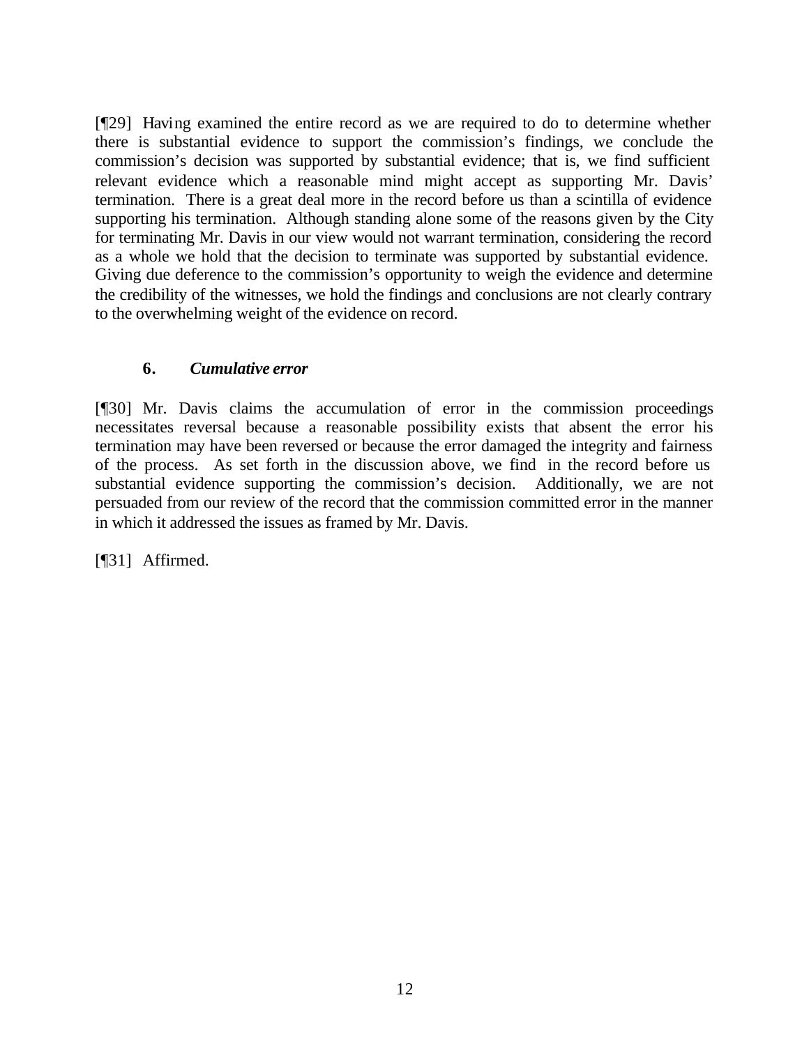[¶29] Having examined the entire record as we are required to do to determine whether there is substantial evidence to support the commission's findings, we conclude the commission's decision was supported by substantial evidence; that is, we find sufficient relevant evidence which a reasonable mind might accept as supporting Mr. Davis' termination. There is a great deal more in the record before us than a scintilla of evidence supporting his termination. Although standing alone some of the reasons given by the City for terminating Mr. Davis in our view would not warrant termination, considering the record as a whole we hold that the decision to terminate was supported by substantial evidence. Giving due deference to the commission's opportunity to weigh the evidence and determine the credibility of the witnesses, we hold the findings and conclusions are not clearly contrary to the overwhelming weight of the evidence on record.

### 6. *Cumulative error*

[¶30] Mr. Davis claims the accumulation of error in the commission proceedings necessitates reversal because a reasonable possibility exists that absent the error his termination may have been reversed or because the error damaged the integrity and fairness of the process. As set forth in the discussion above, we find in the record before us substantial evidence supporting the commission's decision. Additionally, we are not persuaded from our review of the record that the commission committed error in the manner in which it addressed the issues as framed by Mr. Davis.

[¶31] Affirmed.